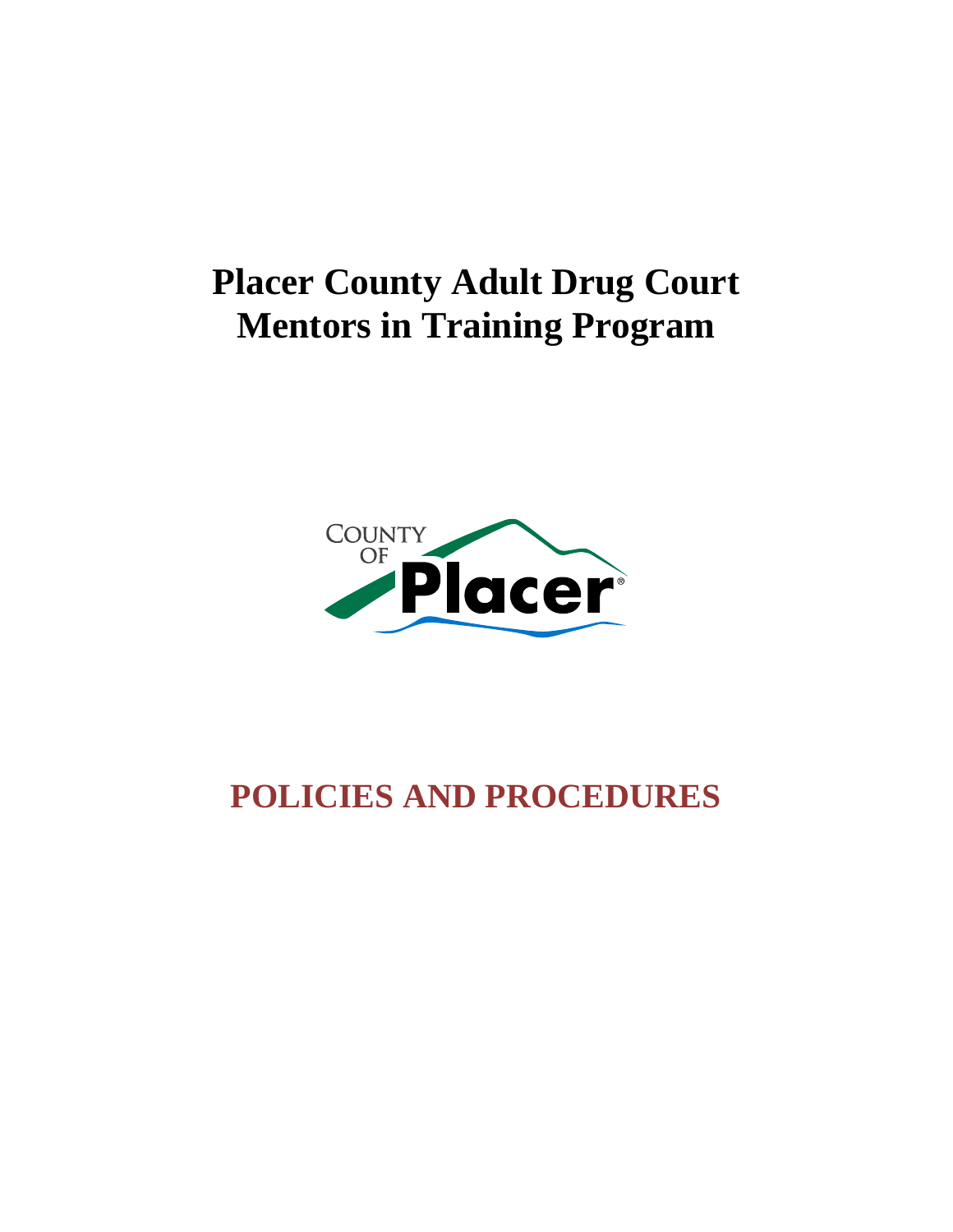# Placer County Adult Drug Court
# Mentors in Training Program

COUNTY OF Placer

## POLICIES AND PROCEDURES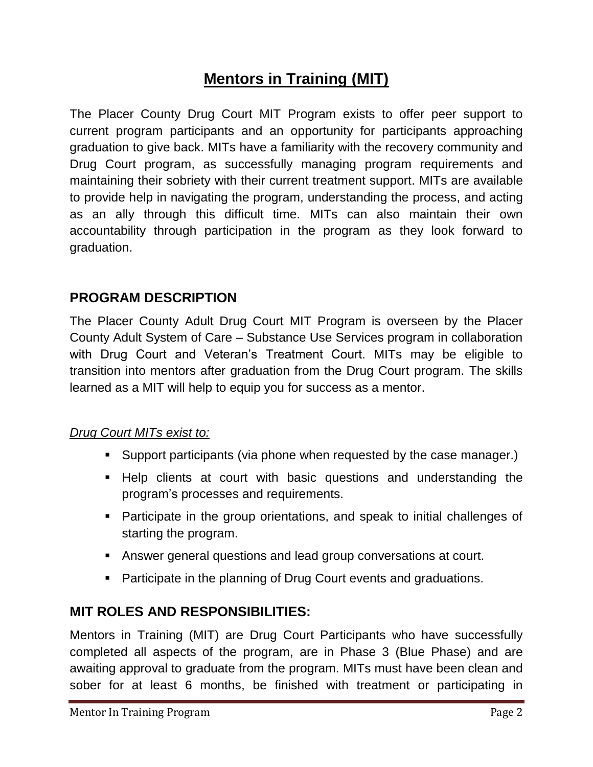# Mentors in Training (MIT)

The Placer County Drug Court MIT Program exists to offer peer support to current program participants and an opportunity for participants approaching graduation to give back. MITs have a familiarity with the recovery community and Drug Court program, as successfully managing program requirements and maintaining their sobriety with their current treatment support. MITs are available to provide help in navigating the program, understanding the process, and acting as an ally through this difficult time. MITs can also maintain their own accountability through participation in the program as they look forward to graduation.

## PROGRAM DESCRIPTION

The Placer County Adult Drug Court MIT Program is overseen by the Placer County Adult System of Care – Substance Use Services program in collaboration with Drug Court and Veteran's Treatment Court. MITs may be eligible to transition into mentors after graduation from the Drug Court program. The skills learned as a MIT will help to equip you for success as a mentor.

*Drug Court MITs exist to:*

- Support participants (via phone when requested by the case manager.)
- Help clients at court with basic questions and understanding the program's processes and requirements.
- Participate in the group orientations, and speak to initial challenges of starting the program.
- Answer general questions and lead group conversations at court.
- Participate in the planning of Drug Court events and graduations.

## MIT ROLES AND RESPONSIBILITIES:

Mentors in Training (MIT) are Drug Court Participants who have successfully completed all aspects of the program, are in Phase 3 (Blue Phase) and are awaiting approval to graduate from the program. MITs must have been clean and sober for at least 6 months, be finished with treatment or participating in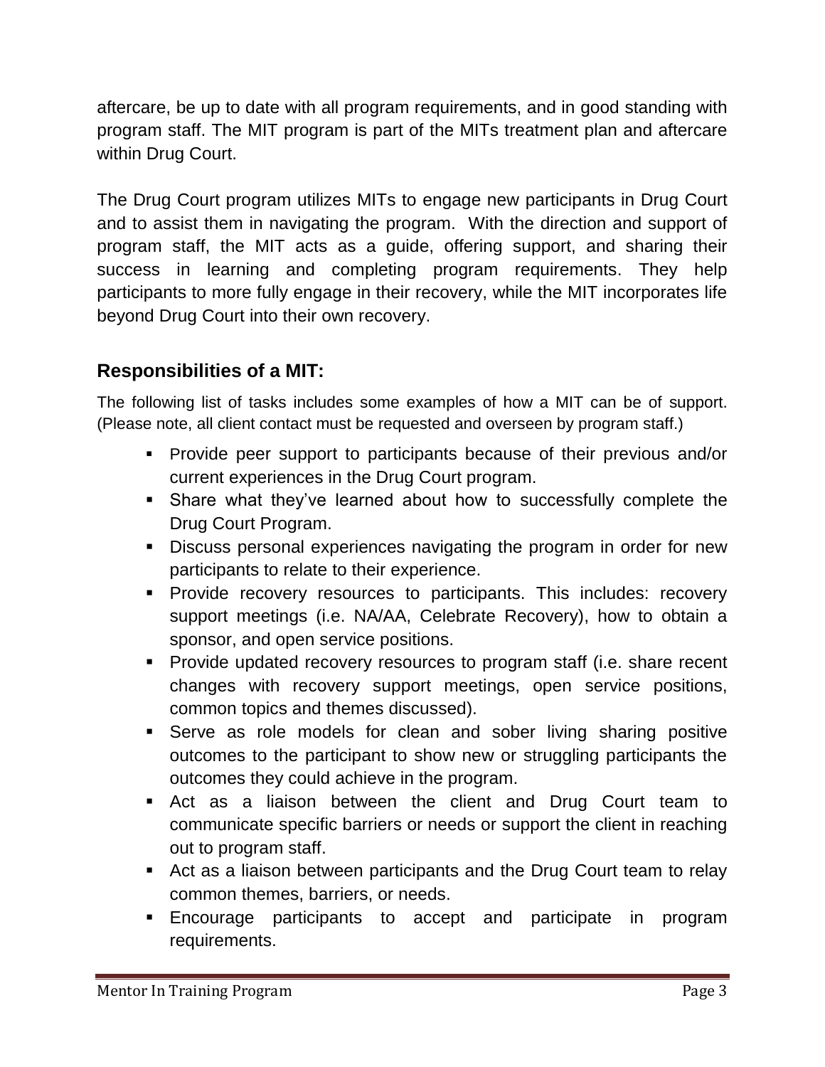aftercare, be up to date with all program requirements, and in good standing with program staff. The MIT program is part of the MITs treatment plan and aftercare within Drug Court.

The Drug Court program utilizes MITs to engage new participants in Drug Court and to assist them in navigating the program. With the direction and support of program staff, the MIT acts as a guide, offering support, and sharing their success in learning and completing program requirements. They help participants to more fully engage in their recovery, while the MIT incorporates life beyond Drug Court into their own recovery.

## Responsibilities of a MIT:

The following list of tasks includes some examples of how a MIT can be of support. (Please note, all client contact must be requested and overseen by program staff.)

- Provide peer support to participants because of their previous and/or current experiences in the Drug Court program.
- Share what they've learned about how to successfully complete the Drug Court Program.
- Discuss personal experiences navigating the program in order for new participants to relate to their experience.
- Provide recovery resources to participants. This includes: recovery support meetings (i.e. NA/AA, Celebrate Recovery), how to obtain a sponsor, and open service positions.
- Provide updated recovery resources to program staff (i.e. share recent changes with recovery support meetings, open service positions, common topics and themes discussed).
- Serve as role models for clean and sober living sharing positive outcomes to the participant to show new or struggling participants the outcomes they could achieve in the program.
- Act as a liaison between the client and Drug Court team to communicate specific barriers or needs or support the client in reaching out to program staff.
- Act as a liaison between participants and the Drug Court team to relay common themes, barriers, or needs.
- Encourage participants to accept and participate in program requirements.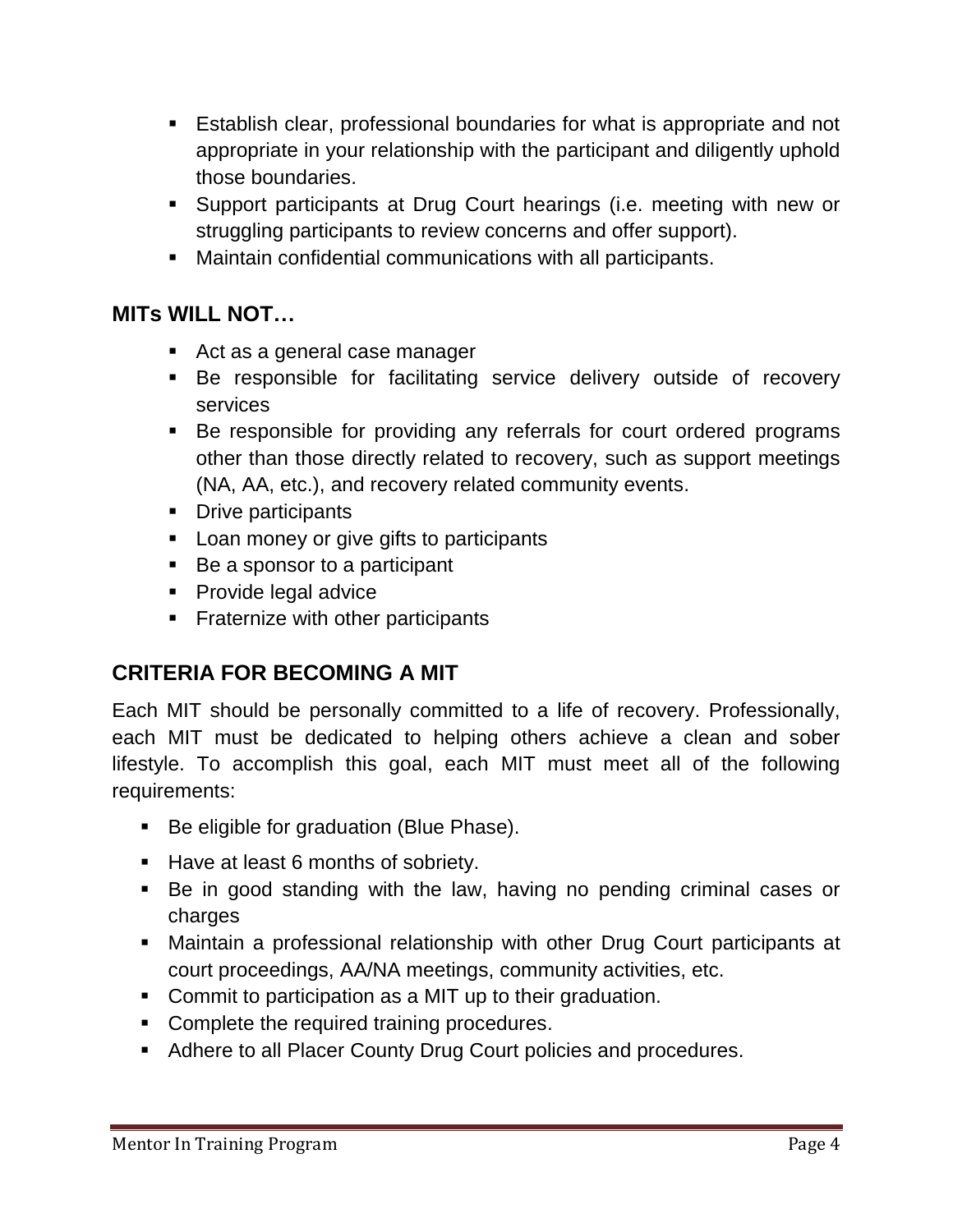- Establish clear, professional boundaries for what is appropriate and not appropriate in your relationship with the participant and diligently uphold those boundaries.
- Support participants at Drug Court hearings (i.e. meeting with new or struggling participants to review concerns and offer support).
- Maintain confidential communications with all participants.

## MITs WILL NOT…

- Act as a general case manager
- Be responsible for facilitating service delivery outside of recovery services
- Be responsible for providing any referrals for court ordered programs other than those directly related to recovery, such as support meetings (NA, AA, etc.), and recovery related community events.
- Drive participants
- Loan money or give gifts to participants
- Be a sponsor to a participant
- Provide legal advice
- Fraternize with other participants

## CRITERIA FOR BECOMING A MIT

Each MIT should be personally committed to a life of recovery. Professionally, each MIT must be dedicated to helping others achieve a clean and sober lifestyle. To accomplish this goal, each MIT must meet all of the following requirements:

- Be eligible for graduation (Blue Phase).
- Have at least 6 months of sobriety.
- Be in good standing with the law, having no pending criminal cases or charges
- Maintain a professional relationship with other Drug Court participants at court proceedings, AA/NA meetings, community activities, etc.
- Commit to participation as a MIT up to their graduation.
- Complete the required training procedures.
- Adhere to all Placer County Drug Court policies and procedures.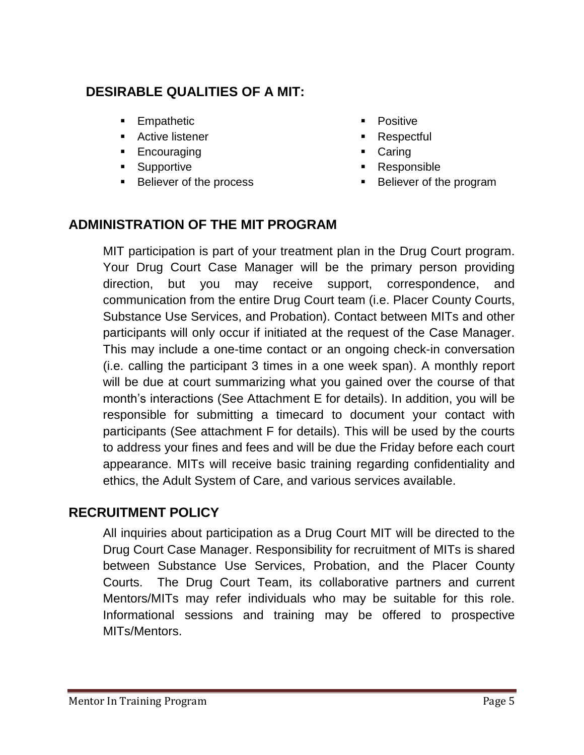## DESIRABLE QUALITIES OF A MIT:

- Empathetic
- Active listener
- Encouraging
- Supportive
- Believer of the process
- Positive
- Respectful
- Caring
- Responsible
- Believer of the program

## ADMINISTRATION OF THE MIT PROGRAM

MIT participation is part of your treatment plan in the Drug Court program. Your Drug Court Case Manager will be the primary person providing direction, but you may receive support, correspondence, and communication from the entire Drug Court team (i.e. Placer County Courts, Substance Use Services, and Probation). Contact between MITs and other participants will only occur if initiated at the request of the Case Manager. This may include a one-time contact or an ongoing check-in conversation (i.e. calling the participant 3 times in a one week span). A monthly report will be due at court summarizing what you gained over the course of that month's interactions (See Attachment E for details). In addition, you will be responsible for submitting a timecard to document your contact with participants (See attachment F for details). This will be used by the courts to address your fines and fees and will be due the Friday before each court appearance. MITs will receive basic training regarding confidentiality and ethics, the Adult System of Care, and various services available.

## RECRUITMENT POLICY

All inquiries about participation as a Drug Court MIT will be directed to the Drug Court Case Manager. Responsibility for recruitment of MITs is shared between Substance Use Services, Probation, and the Placer County Courts. The Drug Court Team, its collaborative partners and current Mentors/MITs may refer individuals who may be suitable for this role. Informational sessions and training may be offered to prospective MITs/Mentors.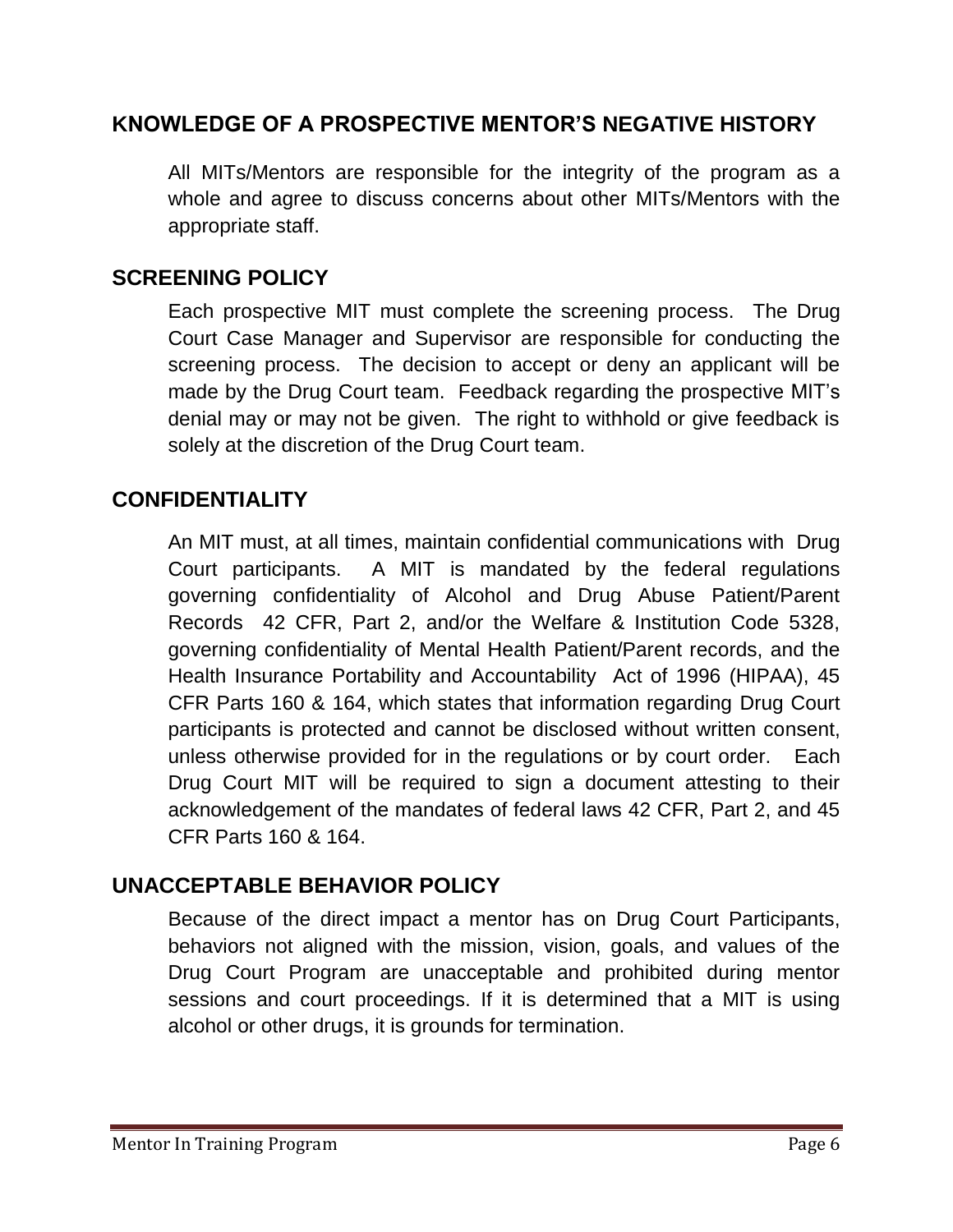## KNOWLEDGE OF A PROSPECTIVE MENTOR'S NEGATIVE HISTORY

All MITs/Mentors are responsible for the integrity of the program as a whole and agree to discuss concerns about other MITs/Mentors with the appropriate staff.

## SCREENING POLICY

Each prospective MIT must complete the screening process. The Drug Court Case Manager and Supervisor are responsible for conducting the screening process. The decision to accept or deny an applicant will be made by the Drug Court team. Feedback regarding the prospective MIT's denial may or may not be given. The right to withhold or give feedback is solely at the discretion of the Drug Court team.

## CONFIDENTIALITY

An MIT must, at all times, maintain confidential communications with Drug Court participants. A MIT is mandated by the federal regulations governing confidentiality of Alcohol and Drug Abuse Patient/Parent Records 42 CFR, Part 2, and/or the Welfare & Institution Code 5328, governing confidentiality of Mental Health Patient/Parent records, and the Health Insurance Portability and Accountability Act of 1996 (HIPAA), 45 CFR Parts 160 & 164, which states that information regarding Drug Court participants is protected and cannot be disclosed without written consent, unless otherwise provided for in the regulations or by court order. Each Drug Court MIT will be required to sign a document attesting to their acknowledgement of the mandates of federal laws 42 CFR, Part 2, and 45 CFR Parts 160 & 164.

## UNACCEPTABLE BEHAVIOR POLICY

Because of the direct impact a mentor has on Drug Court Participants, behaviors not aligned with the mission, vision, goals, and values of the Drug Court Program are unacceptable and prohibited during mentor sessions and court proceedings. If it is determined that a MIT is using alcohol or other drugs, it is grounds for termination.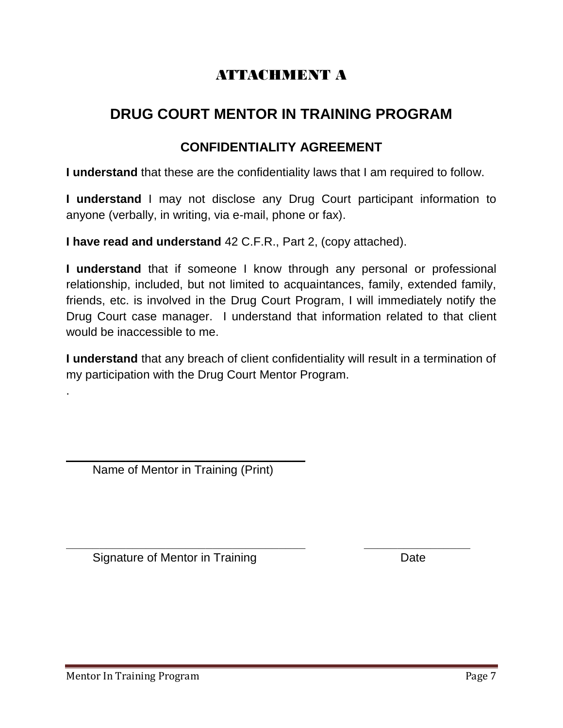# ATTACHMENT A

## DRUG COURT MENTOR IN TRAINING PROGRAM

### CONFIDENTIALITY AGREEMENT

**I understand** that these are the confidentiality laws that I am required to follow.

**I understand** I may not disclose any Drug Court participant information to anyone (verbally, in writing, via e-mail, phone or fax).

**I have read and understand** 42 C.F.R., Part 2, (copy attached).

**I understand** that if someone I know through any personal or professional relationship, included, but not limited to acquaintances, family, extended family, friends, etc. is involved in the Drug Court Program, I will immediately notify the Drug Court case manager. I understand that information related to that client would be inaccessible to me.

**I understand** that any breach of client confidentiality will result in a termination of my participation with the Drug Court Mentor Program.

.

\_\_\_\_\_\_\_\_\_\_\_\_\_\_\_\_\_\_\_\_\_\_\_\_\_\_\_\_\_\_\_\_\_\_\_\_

Name of Mentor in Training (Print)

\_\_\_\_\_\_\_\_\_\_\_\_\_\_\_\_\_\_\_\_\_\_\_\_\_\_\_\_\_\_\_\_\_\_\_\_ \_\_\_\_\_\_\_\_\_\_\_\_\_\_\_\_

Signature of Mentor in Training Date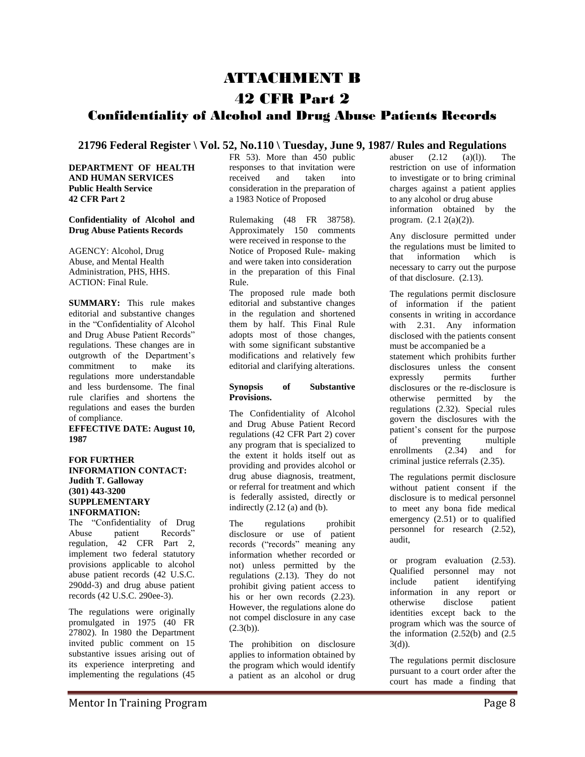# ATTACHMENT B

# 42 CFR Part 2

## Confidentiality of Alcohol and Drug Abuse Patients Records

### 21796 Federal Register \ Vol. 52, No.110 \ Tuesday, June 9, 1987/ Rules and Regulations

**DEPARTMENT OF HEALTH AND HUMAN SERVICES**
**Public Health Service**
**42 CFR Part 2**

**Confidentiality of Alcohol and Drug Abuse Patients Records**

AGENCY: Alcohol, Drug Abuse, and Mental Health Administration, PHS, HHS.
ACTION: Final Rule.

**SUMMARY:** This rule makes editorial and substantive changes in the "Confidentiality of Alcohol and Drug Abuse Patient Records" regulations. These changes are in outgrowth of the Department's commitment to make its regulations more understandable and less burdensome. The final rule clarifies and shortens the regulations and eases the burden of compliance.

**EFFECTIVE DATE: August 10, 1987**

**FOR FURTHER INFORMATION CONTACT: Judith T. Galloway (301) 443-3200**
**SUPPLEMENTARY 1NFORMATION:**
The "Confidentiality of Drug Abuse patient Records" regulation, 42 CFR Part 2, implement two federal statutory provisions applicable to alcohol abuse patient records (42 U.S.C. 290dd-3) and drug abuse patient records (42 U.S.C. 290ee-3).

The regulations were originally promulgated in 1975 (40 FR 27802). In 1980 the Department invited public comment on 15 substantive issues arising out of its experience interpreting and implementing the regulations (45 FR 53). More than 450 public responses to that invitation were received and taken into consideration in the preparation of a 1983 Notice of Proposed Rulemaking (48 FR 38758). Approximately 150 comments were received in response to the Notice of Proposed Rule- making and were taken into consideration in the preparation of this Final Rule.

The proposed rule made both editorial and substantive changes in the regulation and shortened them by half. This Final Rule adopts most of those changes, with some significant substantive modifications and relatively few editorial and clarifying alterations.

**Synopsis of Substantive Provisions.**

The Confidentiality of Alcohol and Drug Abuse Patient Record regulations (42 CFR Part 2) cover any program that is specialized to the extent it holds itself out as providing and provides alcohol or drug abuse diagnosis, treatment, or referral for treatment and which is federally assisted, directly or indirectly (2.12 (a) and (b).

The regulations prohibit disclosure or use of patient records ("records" meaning any information whether recorded or not) unless permitted by the regulations (2.13). They do not prohibit giving patient access to his or her own records (2.23). However, the regulations alone do not compel disclosure in any case (2.3(b)).

The prohibition on disclosure applies to information obtained by the program which would identify a patient as an alcohol or drug abuser (2.12 (a)(l)). The restriction on use of information to investigate or to bring criminal charges against a patient applies to any alcohol or drug abuse information obtained by the program. (2.1 2(a)(2)).

Any disclosure permitted under the regulations must be limited to that information which is necessary to carry out the purpose of that disclosure. (2.13).

The regulations permit disclosure of information if the patient consents in writing in accordance with 2.31. Any information disclosed with the patients consent must be accompanied be a statement which prohibits further disclosures unless the consent expressly permits further disclosures or the re-disclosure is otherwise permitted by the regulations (2.32). Special rules govern the disclosures with the patient's consent for the purpose of preventing multiple enrollments (2.34) and for criminal justice referrals (2.35).

The regulations permit disclosure without patient consent if the disclosure is to medical personnel to meet any bona fide medical emergency (2.51) or to qualified personnel for research (2.52), audit,

or program evaluation (2.53). Qualified personnel may not include patient identifying information in any report or otherwise disclose patient identities except back to the program which was the source of the information (2.52(b) and (2.5 3(d)).

The regulations permit disclosure pursuant to a court order after the court has made a finding that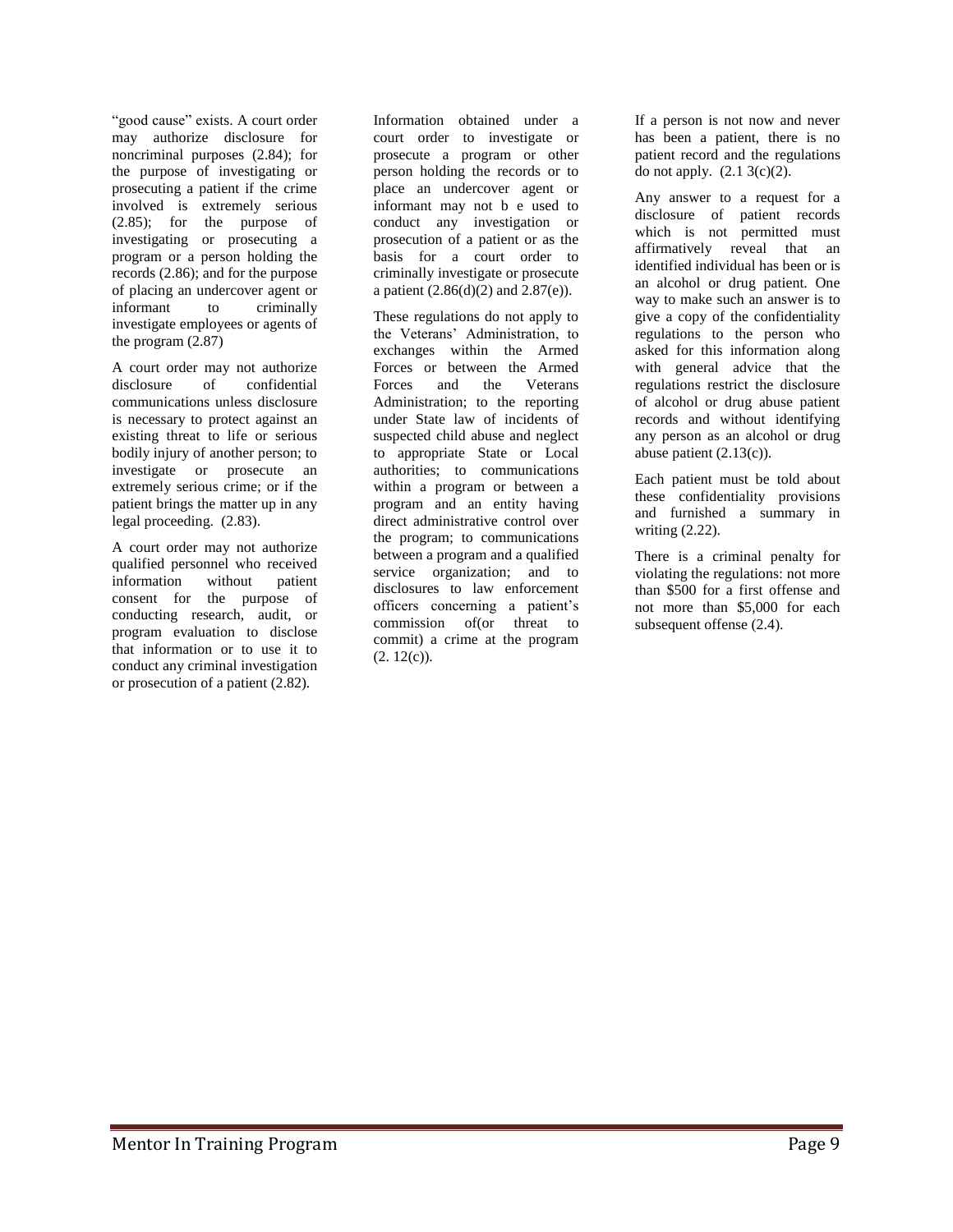"good cause" exists. A court order may authorize disclosure for noncriminal purposes (2.84); for the purpose of investigating or prosecuting a patient if the crime involved is extremely serious (2.85); for the purpose of investigating or prosecuting a program or a person holding the records (2.86); and for the purpose of placing an undercover agent or informant to criminally investigate employees or agents of the program (2.87)

A court order may not authorize disclosure of confidential communications unless disclosure is necessary to protect against an existing threat to life or serious bodily injury of another person; to investigate or prosecute an extremely serious crime; or if the patient brings the matter up in any legal proceeding. (2.83).

A court order may not authorize qualified personnel who received information without patient consent for the purpose of conducting research, audit, or program evaluation to disclose that information or to use it to conduct any criminal investigation or prosecution of a patient (2.82).

Information obtained under a court order to investigate or prosecute a program or other person holding the records or to place an undercover agent or informant may not b e used to conduct any investigation or prosecution of a patient or as the basis for a court order to criminally investigate or prosecute a patient (2.86(d)(2) and 2.87(e)).

These regulations do not apply to the Veterans' Administration, to exchanges within the Armed Forces or between the Armed Forces and the Veterans Administration; to the reporting under State law of incidents of suspected child abuse and neglect to appropriate State or Local authorities; to communications within a program or between a program and an entity having direct administrative control over the program; to communications between a program and a qualified service organization; and to disclosures to law enforcement officers concerning a patient's commission of(or threat to commit) a crime at the program (2. 12(c)).

If a person is not now and never has been a patient, there is no patient record and the regulations do not apply. (2.1 3(c)(2).

Any answer to a request for a disclosure of patient records which is not permitted must affirmatively reveal that an identified individual has been or is an alcohol or drug patient. One way to make such an answer is to give a copy of the confidentiality regulations to the person who asked for this information along with general advice that the regulations restrict the disclosure of alcohol or drug abuse patient records and without identifying any person as an alcohol or drug abuse patient (2.13(c)).

Each patient must be told about these confidentiality provisions and furnished a summary in writing (2.22).

There is a criminal penalty for violating the regulations: not more than $500 for a first offense and not more than $5,000 for each subsequent offense (2.4).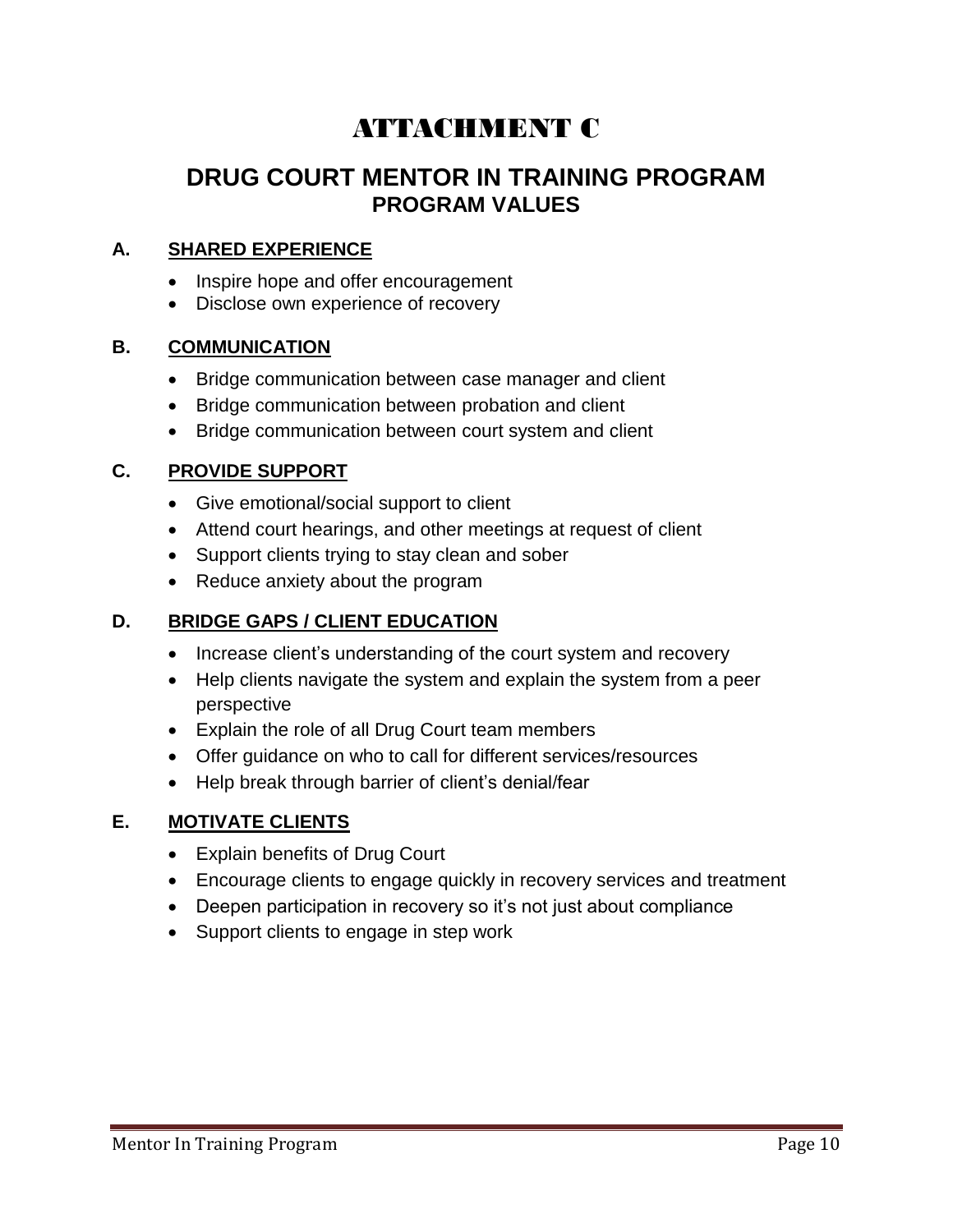# ATTACHMENT C

## DRUG COURT MENTOR IN TRAINING PROGRAM
### PROGRAM VALUES

**A. <u>SHARED EXPERIENCE</u>**

- Inspire hope and offer encouragement
- Disclose own experience of recovery

**B. <u>COMMUNICATION</u>**

- Bridge communication between case manager and client
- Bridge communication between probation and client
- Bridge communication between court system and client

**C. <u>PROVIDE SUPPORT</u>**

- Give emotional/social support to client
- Attend court hearings, and other meetings at request of client
- Support clients trying to stay clean and sober
- Reduce anxiety about the program

**D. <u>BRIDGE GAPS / CLIENT EDUCATION</u>**

- Increase client's understanding of the court system and recovery
- Help clients navigate the system and explain the system from a peer perspective
- Explain the role of all Drug Court team members
- Offer guidance on who to call for different services/resources
- Help break through barrier of client's denial/fear

**E. <u>MOTIVATE CLIENTS</u>**

- Explain benefits of Drug Court
- Encourage clients to engage quickly in recovery services and treatment
- Deepen participation in recovery so it's not just about compliance
- Support clients to engage in step work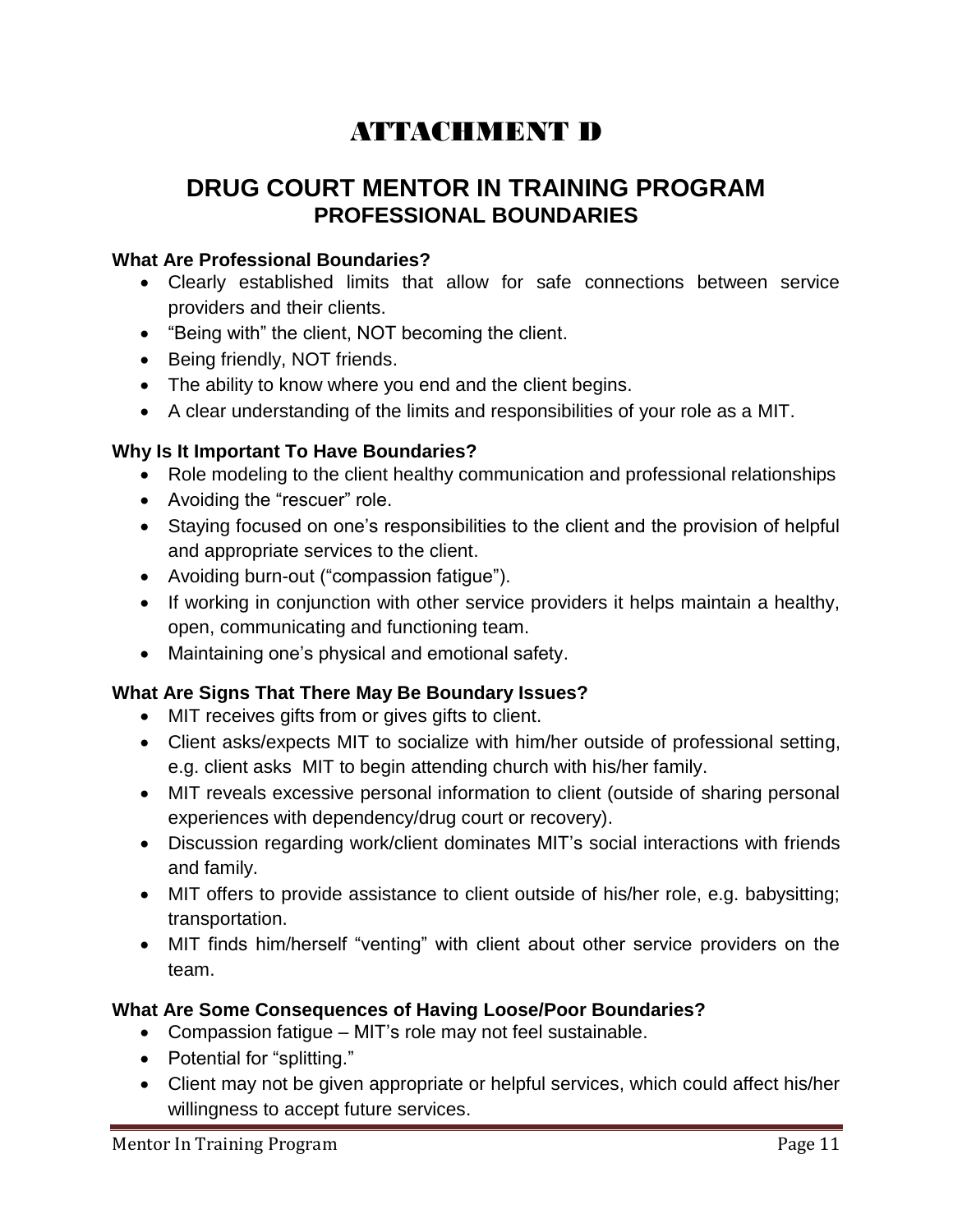# ATTACHMENT D

## DRUG COURT MENTOR IN TRAINING PROGRAM

### PROFESSIONAL BOUNDARIES

**What Are Professional Boundaries?**

- Clearly established limits that allow for safe connections between service providers and their clients.
- "Being with" the client, NOT becoming the client.
- Being friendly, NOT friends.
- The ability to know where you end and the client begins.
- A clear understanding of the limits and responsibilities of your role as a MIT.

**Why Is It Important To Have Boundaries?**

- Role modeling to the client healthy communication and professional relationships
- Avoiding the "rescuer" role.
- Staying focused on one's responsibilities to the client and the provision of helpful and appropriate services to the client.
- Avoiding burn-out ("compassion fatigue").
- If working in conjunction with other service providers it helps maintain a healthy, open, communicating and functioning team.
- Maintaining one's physical and emotional safety.

**What Are Signs That There May Be Boundary Issues?**

- MIT receives gifts from or gives gifts to client.
- Client asks/expects MIT to socialize with him/her outside of professional setting, e.g. client asks MIT to begin attending church with his/her family.
- MIT reveals excessive personal information to client (outside of sharing personal experiences with dependency/drug court or recovery).
- Discussion regarding work/client dominates MIT's social interactions with friends and family.
- MIT offers to provide assistance to client outside of his/her role, e.g. babysitting; transportation.
- MIT finds him/herself "venting" with client about other service providers on the team.

**What Are Some Consequences of Having Loose/Poor Boundaries?**

- Compassion fatigue – MIT's role may not feel sustainable.
- Potential for "splitting."
- Client may not be given appropriate or helpful services, which could affect his/her willingness to accept future services.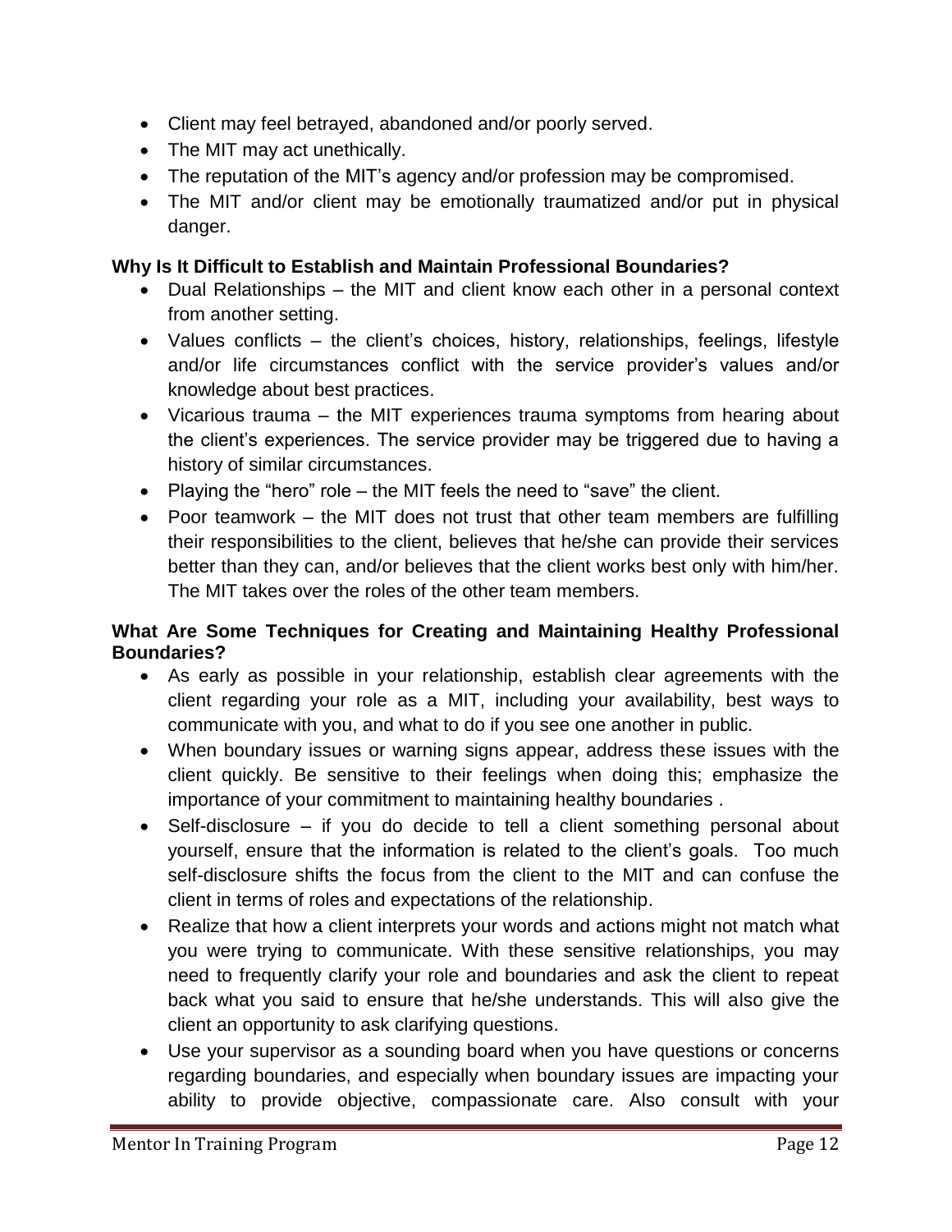- Client may feel betrayed, abandoned and/or poorly served.
- The MIT may act unethically.
- The reputation of the MIT's agency and/or profession may be compromised.
- The MIT and/or client may be emotionally traumatized and/or put in physical danger.

**Why Is It Difficult to Establish and Maintain Professional Boundaries?**

- Dual Relationships – the MIT and client know each other in a personal context from another setting.
- Values conflicts – the client's choices, history, relationships, feelings, lifestyle and/or life circumstances conflict with the service provider's values and/or knowledge about best practices.
- Vicarious trauma – the MIT experiences trauma symptoms from hearing about the client's experiences. The service provider may be triggered due to having a history of similar circumstances.
- Playing the "hero" role – the MIT feels the need to "save" the client.
- Poor teamwork – the MIT does not trust that other team members are fulfilling their responsibilities to the client, believes that he/she can provide their services better than they can, and/or believes that the client works best only with him/her. The MIT takes over the roles of the other team members.

**What Are Some Techniques for Creating and Maintaining Healthy Professional Boundaries?**

- As early as possible in your relationship, establish clear agreements with the client regarding your role as a MIT, including your availability, best ways to communicate with you, and what to do if you see one another in public.
- When boundary issues or warning signs appear, address these issues with the client quickly. Be sensitive to their feelings when doing this; emphasize the importance of your commitment to maintaining healthy boundaries .
- Self-disclosure – if you do decide to tell a client something personal about yourself, ensure that the information is related to the client's goals. Too much self-disclosure shifts the focus from the client to the MIT and can confuse the client in terms of roles and expectations of the relationship.
- Realize that how a client interprets your words and actions might not match what you were trying to communicate. With these sensitive relationships, you may need to frequently clarify your role and boundaries and ask the client to repeat back what you said to ensure that he/she understands. This will also give the client an opportunity to ask clarifying questions.
- Use your supervisor as a sounding board when you have questions or concerns regarding boundaries, and especially when boundary issues are impacting your ability to provide objective, compassionate care. Also consult with your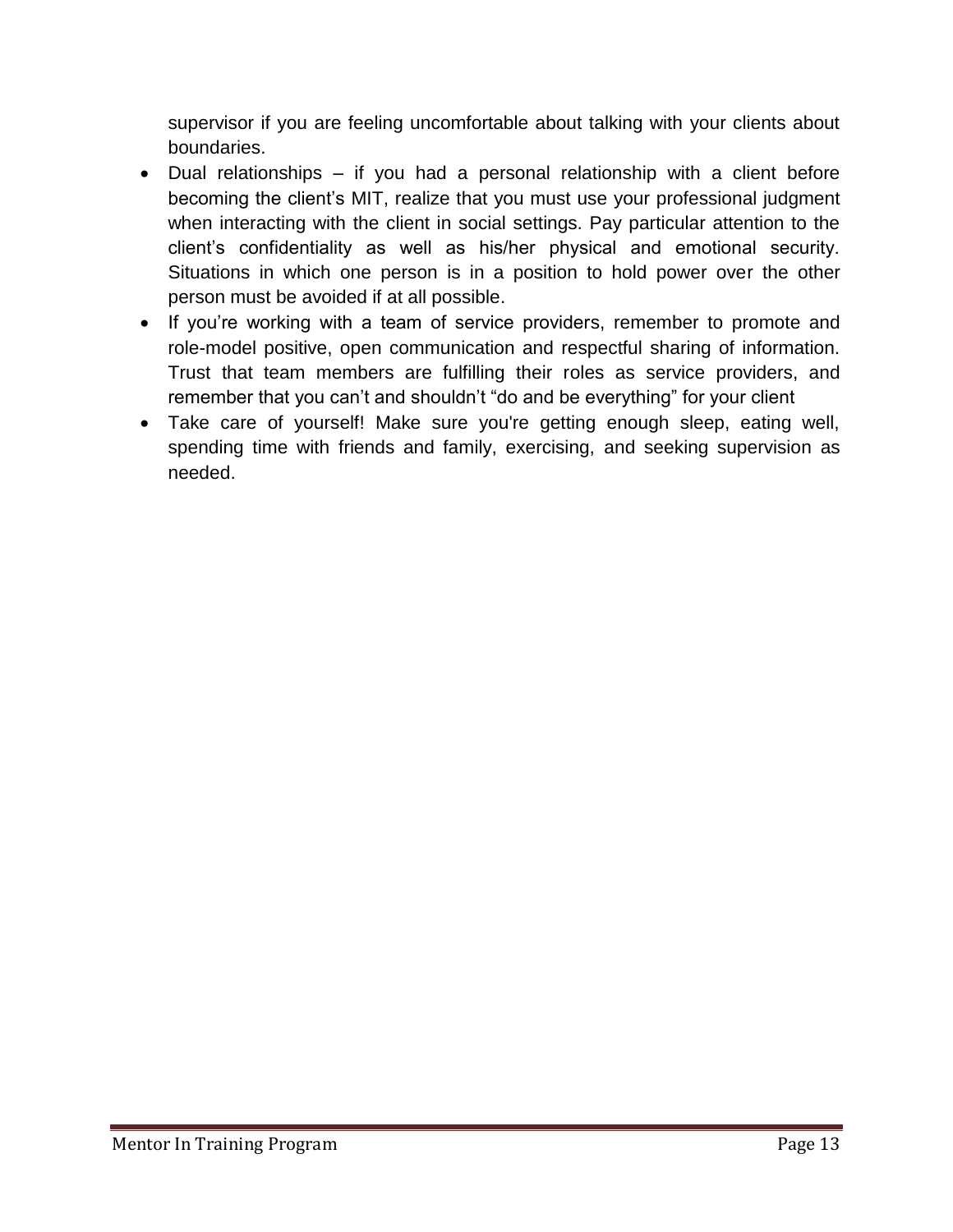supervisor if you are feeling uncomfortable about talking with your clients about boundaries.

- Dual relationships – if you had a personal relationship with a client before becoming the client's MIT, realize that you must use your professional judgment when interacting with the client in social settings. Pay particular attention to the client's confidentiality as well as his/her physical and emotional security. Situations in which one person is in a position to hold power over the other person must be avoided if at all possible.
- If you're working with a team of service providers, remember to promote and role-model positive, open communication and respectful sharing of information. Trust that team members are fulfilling their roles as service providers, and remember that you can't and shouldn't "do and be everything" for your client
- Take care of yourself! Make sure you're getting enough sleep, eating well, spending time with friends and family, exercising, and seeking supervision as needed.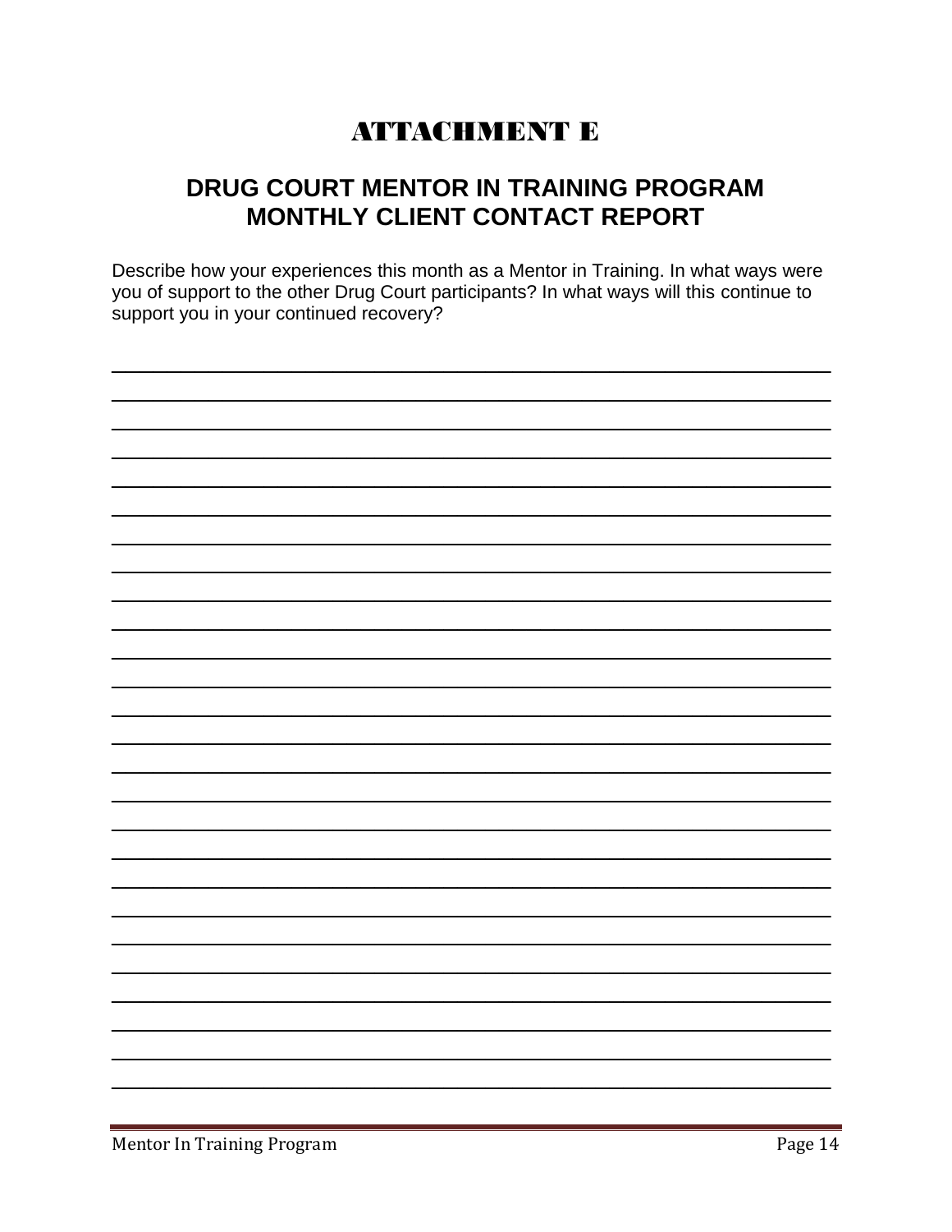# ATTACHMENT E

## DRUG COURT MENTOR IN TRAINING PROGRAM
## MONTHLY CLIENT CONTACT REPORT

Describe how your experiences this month as a Mentor in Training. In what ways were you of support to the other Drug Court participants? In what ways will this continue to support you in your continued recovery?

\_\_\_\_\_\_\_\_\_\_\_\_\_\_\_\_\_\_\_\_\_\_\_\_\_\_\_\_\_\_\_\_\_\_\_\_\_\_\_\_\_\_\_\_\_\_\_\_\_\_\_\_\_\_\_\_\_\_\_\_\_\_\_\_\_\_\_\_\_\_\_\_

\_\_\_\_\_\_\_\_\_\_\_\_\_\_\_\_\_\_\_\_\_\_\_\_\_\_\_\_\_\_\_\_\_\_\_\_\_\_\_\_\_\_\_\_\_\_\_\_\_\_\_\_\_\_\_\_\_\_\_\_\_\_\_\_\_\_\_\_\_\_\_\_

\_\_\_\_\_\_\_\_\_\_\_\_\_\_\_\_\_\_\_\_\_\_\_\_\_\_\_\_\_\_\_\_\_\_\_\_\_\_\_\_\_\_\_\_\_\_\_\_\_\_\_\_\_\_\_\_\_\_\_\_\_\_\_\_\_\_\_\_\_\_\_\_

\_\_\_\_\_\_\_\_\_\_\_\_\_\_\_\_\_\_\_\_\_\_\_\_\_\_\_\_\_\_\_\_\_\_\_\_\_\_\_\_\_\_\_\_\_\_\_\_\_\_\_\_\_\_\_\_\_\_\_\_\_\_\_\_\_\_\_\_\_\_\_\_

\_\_\_\_\_\_\_\_\_\_\_\_\_\_\_\_\_\_\_\_\_\_\_\_\_\_\_\_\_\_\_\_\_\_\_\_\_\_\_\_\_\_\_\_\_\_\_\_\_\_\_\_\_\_\_\_\_\_\_\_\_\_\_\_\_\_\_\_\_\_\_\_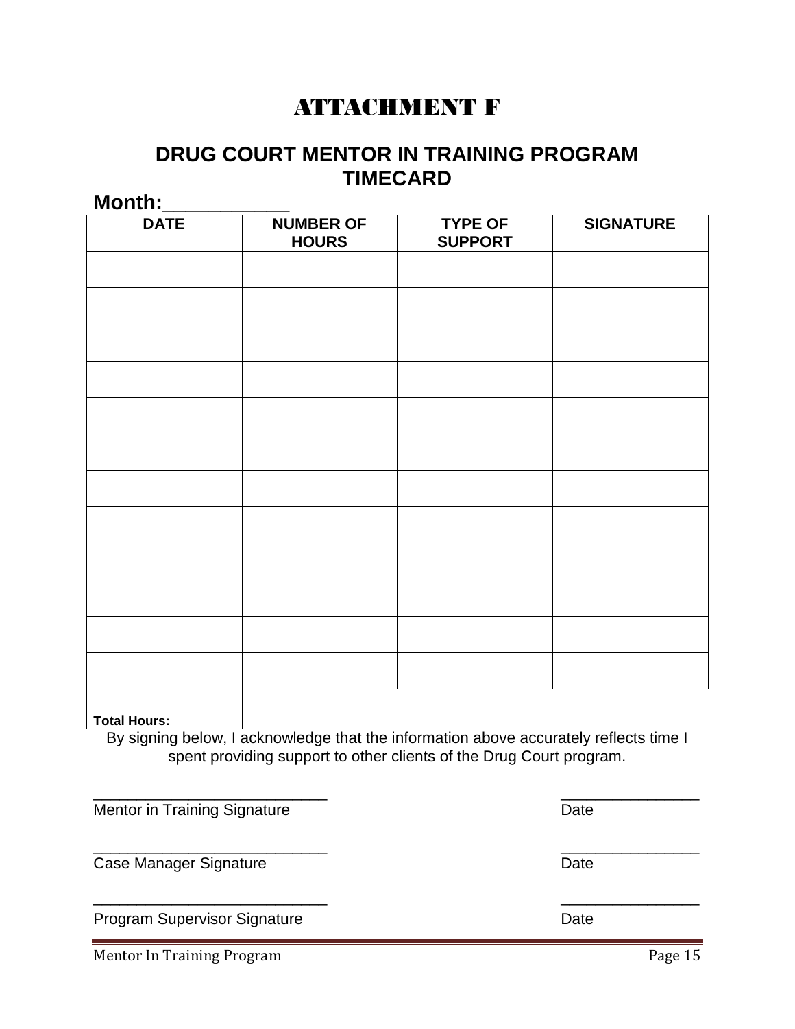# ATTACHMENT F

## DRUG COURT MENTOR IN TRAINING PROGRAM TIMECARD

**Month:___________**

| DATE | NUMBER OF HOURS | TYPE OF SUPPORT | SIGNATURE |
|---|---|---|---|
| | | | |
| | | | |
| | | | |
| | | | |
| | | | |
| | | | |
| | | | |
| | | | |
| | | | |
| | | | |
| | | | |
| | | | |
| **Total Hours:** | | | |

By signing below, I acknowledge that the information above accurately reflects time I spent providing support to other clients of the Drug Court program.

___________________________ ________________

Mentor in Training Signature Date

___________________________ ________________

Case Manager Signature Date

___________________________ ________________

Program Supervisor Signature Date